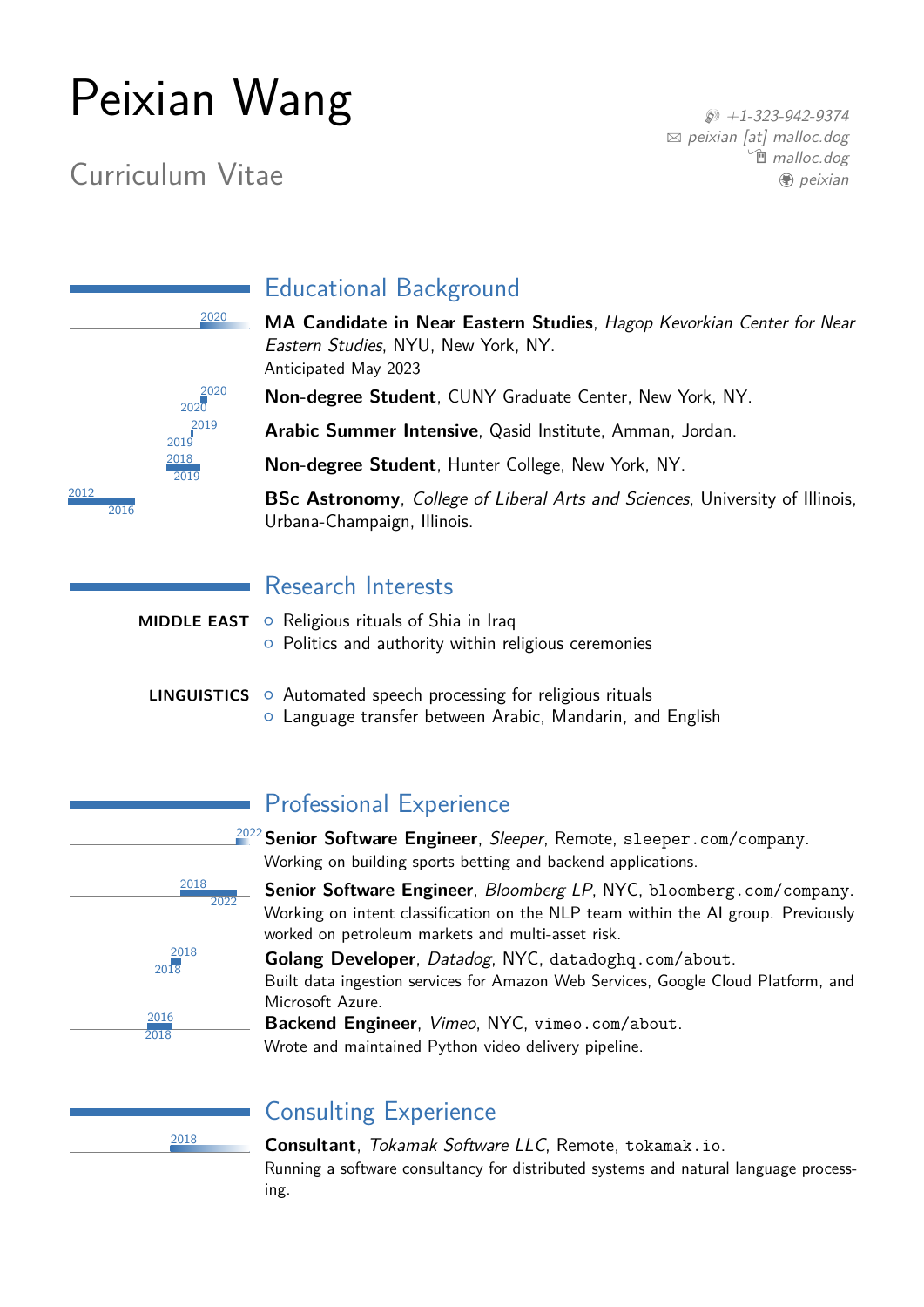# Peixian Wang

Curriculum Vitae

+1-323-942-9374
peixian [at] malloc.dog
malloc.dog
peixian

## Educational Background

2020 – **MA Candidate in Near Eastern Studies**, *Hagop Kevorkian Center for Near Eastern Studies*, NYU, New York, NY.
Anticipated May 2023

2020 – 2020 **Non-degree Student**, CUNY Graduate Center, New York, NY.

2019 – 2019 **Arabic Summer Intensive**, Qasid Institute, Amman, Jordan.

2018 – 2019 **Non-degree Student**, Hunter College, New York, NY.

2012 – 2016 **BSc Astronomy**, *College of Liberal Arts and Sciences*, University of Illinois, Urbana-Champaign, Illinois.

## Research Interests

**MIDDLE EAST**
- Religious rituals of Shia in Iraq
- Politics and authority within religious ceremonies

**LINGUISTICS**
- Automated speech processing for religious rituals
- Language transfer between Arabic, Mandarin, and English

## Professional Experience

2022 – **Senior Software Engineer**, *Sleeper*, Remote, `sleeper.com/company`.
Working on building sports betting and backend applications.

2018 – 2022 **Senior Software Engineer**, *Bloomberg LP*, NYC, `bloomberg.com/company`.
Working on intent classification on the NLP team within the AI group. Previously worked on petroleum markets and multi-asset risk.

2018 – 2018 **Golang Developer**, *Datadog*, NYC, `datadoghq.com/about`.
Built data ingestion services for Amazon Web Services, Google Cloud Platform, and Microsoft Azure.

2016 – 2018 **Backend Engineer**, *Vimeo*, NYC, `vimeo.com/about`.
Wrote and maintained Python video delivery pipeline.

## Consulting Experience

2018 – **Consultant**, *Tokamak Software LLC*, Remote, `tokamak.io`.
Running a software consultancy for distributed systems and natural language processing.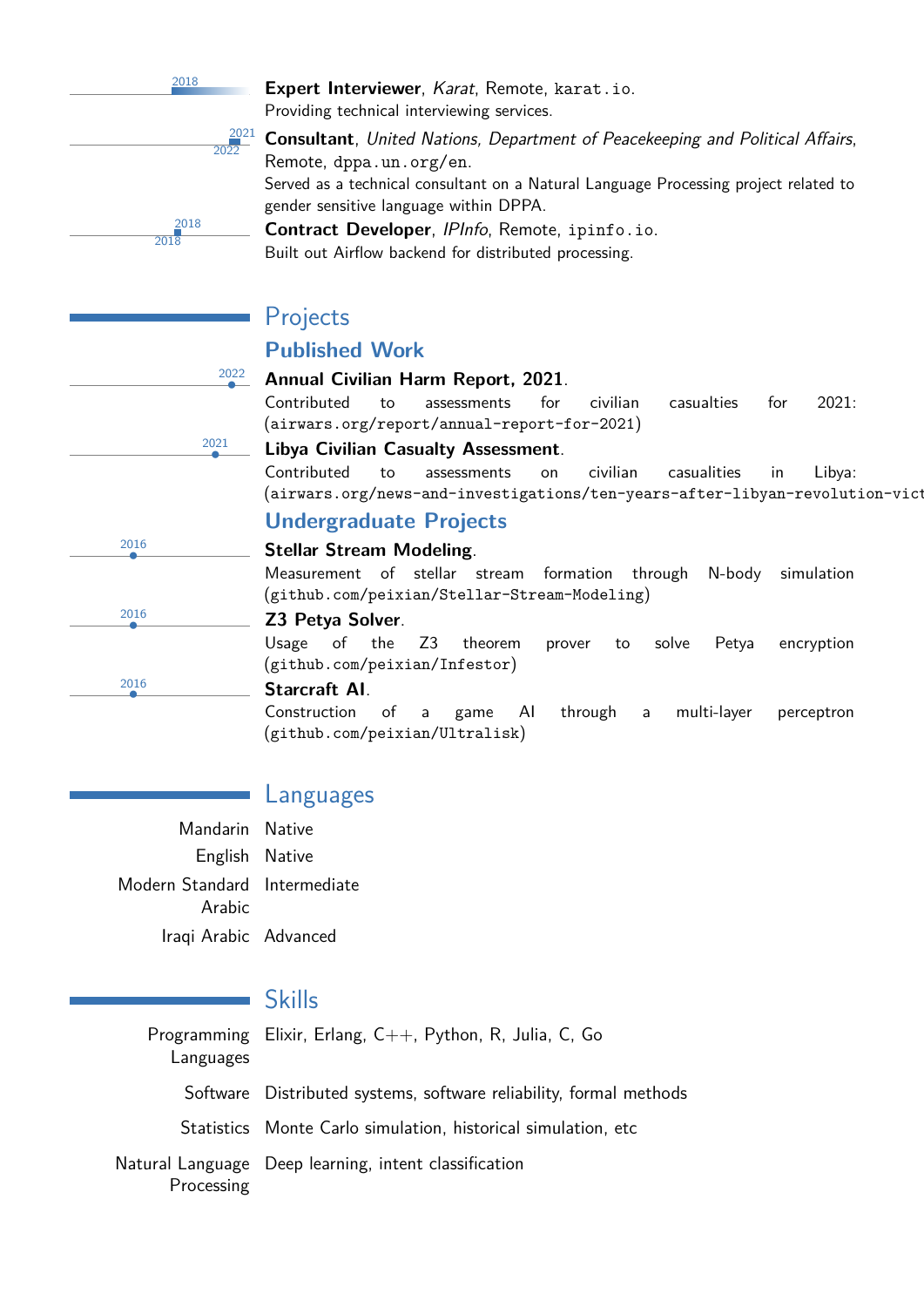2018 — **Expert Interviewer**, *Karat*, Remote, karat.io.
Providing technical interviewing services.

2021–2022 — **Consultant**, *United Nations, Department of Peacekeeping and Political Affairs*, Remote, dppa.un.org/en.
Served as a technical consultant on a Natural Language Processing project related to gender sensitive language within DPPA.

2018–2018 — **Contract Developer**, *IPInfo*, Remote, ipinfo.io.
Built out Airflow backend for distributed processing.

## Projects

### Published Work

2022 — **Annual Civilian Harm Report, 2021**.
Contributed to assessments for civilian casualties for 2021: (airwars.org/report/annual-report-for-2021)

2021 — **Libya Civilian Casualty Assessment**.
Contributed to assessments on civilian casualities in Libya: (airwars.org/news-and-investigations/ten-years-after-libyan-revolution-vict

### Undergraduate Projects

2016 — **Stellar Stream Modeling**.
Measurement of stellar stream formation through N-body simulation (github.com/peixian/Stellar-Stream-Modeling)

2016 — **Z3 Petya Solver**.
Usage of the Z3 theorem prover to solve Petya encryption (github.com/peixian/Infestor)

2016 — **Starcraft AI**.
Construction of a game AI through a multi-layer perceptron (github.com/peixian/Ultralisk)

## Languages

| | |
|---|---|
| Mandarin | Native |
| English | Native |
| Modern Standard Arabic | Intermediate |
| Iraqi Arabic | Advanced |

## Skills

| | |
|---|---|
| Programming Languages | Elixir, Erlang, C++, Python, R, Julia, C, Go |
| Software | Distributed systems, software reliability, formal methods |
| Statistics | Monte Carlo simulation, historical simulation, etc |
| Natural Language Processing | Deep learning, intent classification |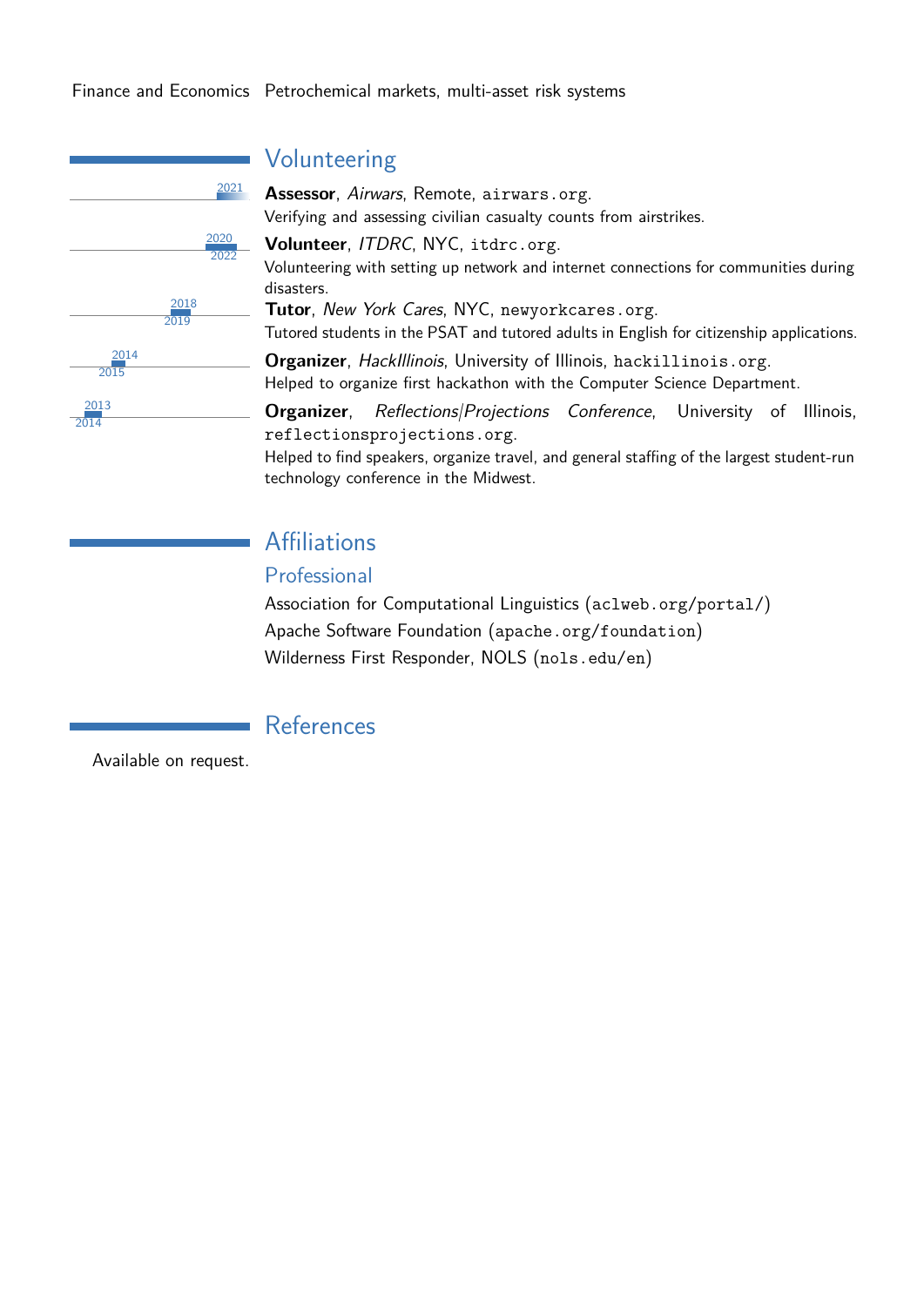Finance and Economics  Petrochemical markets, multi-asset risk systems

## Volunteering

2021

**Assessor**, *Airwars*, Remote, airwars.org.
Verifying and assessing civilian casualty counts from airstrikes.

2020
2022

**Volunteer**, *ITDRC*, NYC, itdrc.org.
Volunteering with setting up network and internet connections for communities during disasters.

2018
2019

**Tutor**, *New York Cares*, NYC, newyorkcares.org.
Tutored students in the PSAT and tutored adults in English for citizenship applications.

2014
2015

**Organizer**, *HackIllinois*, University of Illinois, hackillinois.org.
Helped to organize first hackathon with the Computer Science Department.

2013
2014

**Organizer**, *Reflections|Projections Conference*, University of Illinois, reflectionsprojections.org.
Helped to find speakers, organize travel, and general staffing of the largest student-run technology conference in the Midwest.

## Affiliations

### Professional

Association for Computational Linguistics (aclweb.org/portal/)
Apache Software Foundation (apache.org/foundation)
Wilderness First Responder, NOLS (nols.edu/en)

## References

Available on request.